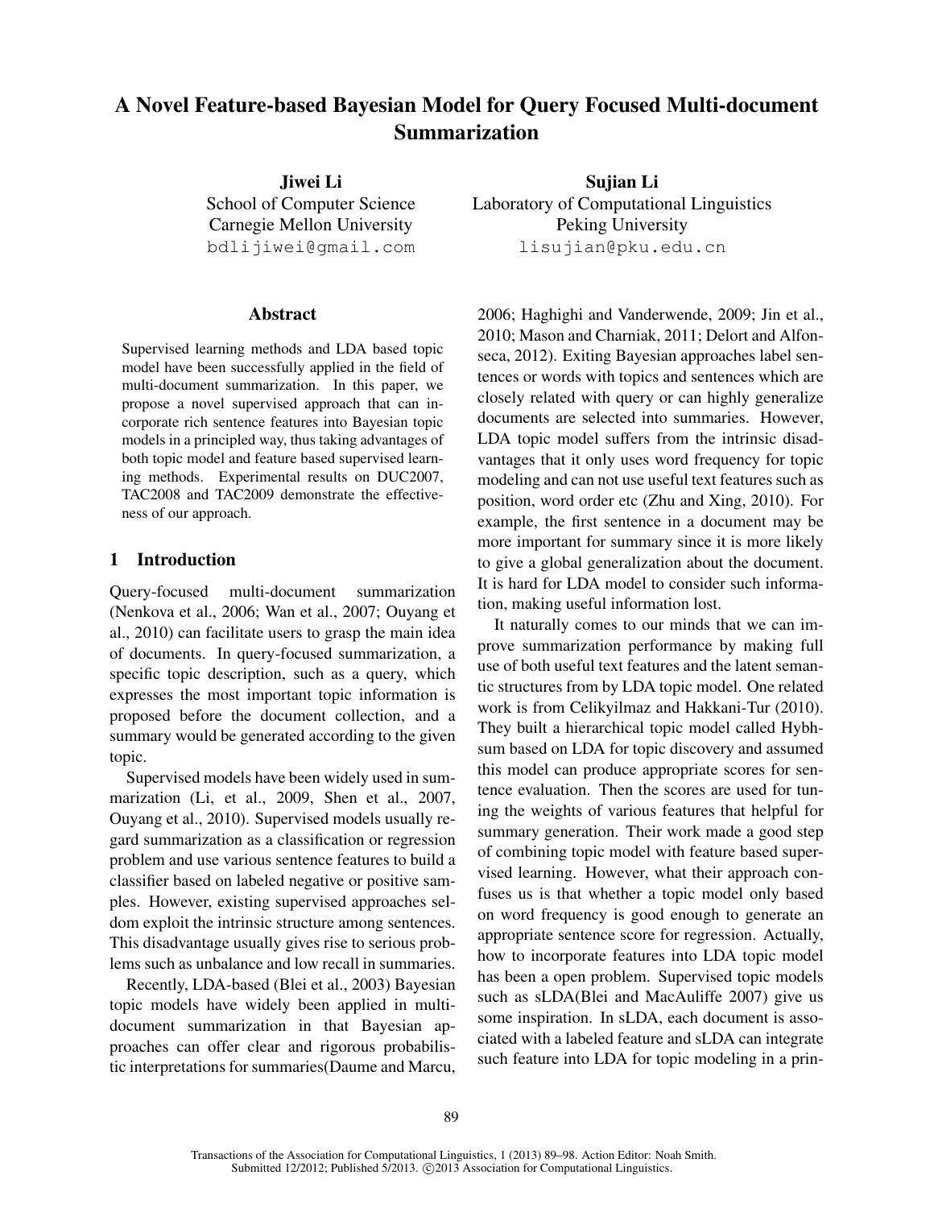# A Novel Feature-based Bayesian Model for Query Focused Multi-document Summarization

**Jiwei Li**
School of Computer Science
Carnegie Mellon University
bdlijiwei@gmail.com

**Sujian Li**
Laboratory of Computational Linguistics
Peking University
lisujian@pku.edu.cn

## Abstract

Supervised learning methods and LDA based topic model have been successfully applied in the field of multi-document summarization. In this paper, we propose a novel supervised approach that can incorporate rich sentence features into Bayesian topic models in a principled way, thus taking advantages of both topic model and feature based supervised learning methods. Experimental results on DUC2007, TAC2008 and TAC2009 demonstrate the effectiveness of our approach.

## 1 Introduction

Query-focused multi-document summarization (Nenkova et al., 2006; Wan et al., 2007; Ouyang et al., 2010) can facilitate users to grasp the main idea of documents. In query-focused summarization, a specific topic description, such as a query, which expresses the most important topic information is proposed before the document collection, and a summary would be generated according to the given topic.

Supervised models have been widely used in summarization (Li, et al., 2009, Shen et al., 2007, Ouyang et al., 2010). Supervised models usually regard summarization as a classification or regression problem and use various sentence features to build a classifier based on labeled negative or positive samples. However, existing supervised approaches seldom exploit the intrinsic structure among sentences. This disadvantage usually gives rise to serious problems such as unbalance and low recall in summaries.

Recently, LDA-based (Blei et al., 2003) Bayesian topic models have widely been applied in multi-document summarization in that Bayesian approaches can offer clear and rigorous probabilistic interpretations for summaries(Daume and Marcu, 2006; Haghighi and Vanderwende, 2009; Jin et al., 2010; Mason and Charniak, 2011; Delort and Alfonseca, 2012). Exiting Bayesian approaches label sentences or words with topics and sentences which are closely related with query or can highly generalize documents are selected into summaries. However, LDA topic model suffers from the intrinsic disadvantages that it only uses word frequency for topic modeling and can not use useful text features such as position, word order etc (Zhu and Xing, 2010). For example, the first sentence in a document may be more important for summary since it is more likely to give a global generalization about the document. It is hard for LDA model to consider such information, making useful information lost.

It naturally comes to our minds that we can improve summarization performance by making full use of both useful text features and the latent semantic structures from by LDA topic model. One related work is from Celikyilmaz and Hakkani-Tur (2010). They built a hierarchical topic model called Hybhsum based on LDA for topic discovery and assumed this model can produce appropriate scores for sentence evaluation. Then the scores are used for tuning the weights of various features that helpful for summary generation. Their work made a good step of combining topic model with feature based supervised learning. However, what their approach confuses us is that whether a topic model only based on word frequency is good enough to generate an appropriate sentence score for regression. Actually, how to incorporate features into LDA topic model has been a open problem. Supervised topic models such as sLDA(Blei and MacAuliffe 2007) give us some inspiration. In sLDA, each document is associated with a labeled feature and sLDA can integrate such feature into LDA for topic modeling in a prin-

Transactions of the Association for Computational Linguistics, 1 (2013) 89–98. Action Editor: Noah Smith.
Submitted 12/2012; Published 5/2013. ©2013 Association for Computational Linguistics.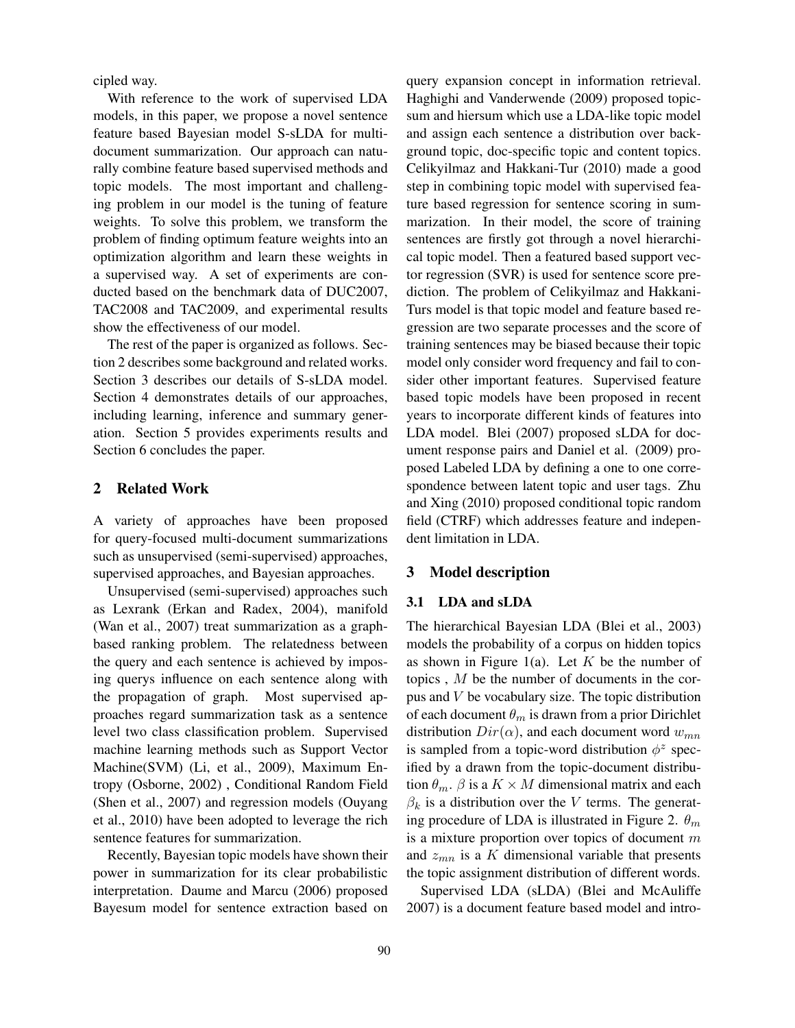cipled way.

With reference to the work of supervised LDA models, in this paper, we propose a novel sentence feature based Bayesian model S-sLDA for multi-document summarization. Our approach can naturally combine feature based supervised methods and topic models. The most important and challenging problem in our model is the tuning of feature weights. To solve this problem, we transform the problem of finding optimum feature weights into an optimization algorithm and learn these weights in a supervised way. A set of experiments are conducted based on the benchmark data of DUC2007, TAC2008 and TAC2009, and experimental results show the effectiveness of our model.

The rest of the paper is organized as follows. Section 2 describes some background and related works. Section 3 describes our details of S-sLDA model. Section 4 demonstrates details of our approaches, including learning, inference and summary generation. Section 5 provides experiments results and Section 6 concludes the paper.

## 2 Related Work

A variety of approaches have been proposed for query-focused multi-document summarizations such as unsupervised (semi-supervised) approaches, supervised approaches, and Bayesian approaches.

Unsupervised (semi-supervised) approaches such as Lexrank (Erkan and Radex, 2004), manifold (Wan et al., 2007) treat summarization as a graph-based ranking problem. The relatedness between the query and each sentence is achieved by imposing querys influence on each sentence along with the propagation of graph. Most supervised approaches regard summarization task as a sentence level two class classification problem. Supervised machine learning methods such as Support Vector Machine(SVM) (Li, et al., 2009), Maximum Entropy (Osborne, 2002) , Conditional Random Field (Shen et al., 2007) and regression models (Ouyang et al., 2010) have been adopted to leverage the rich sentence features for summarization.

Recently, Bayesian topic models have shown their power in summarization for its clear probabilistic interpretation. Daume and Marcu (2006) proposed Bayesum model for sentence extraction based on query expansion concept in information retrieval. Haghighi and Vanderwende (2009) proposed topic-sum and hiersum which use a LDA-like topic model and assign each sentence a distribution over background topic, doc-specific topic and content topics. Celikyilmaz and Hakkani-Tur (2010) made a good step in combining topic model with supervised feature based regression for sentence scoring in summarization. In their model, the score of training sentences are firstly got through a novel hierarchical topic model. Then a featured based support vector regression (SVR) is used for sentence score prediction. The problem of Celikyilmaz and Hakkani-Turs model is that topic model and feature based regression are two separate processes and the score of training sentences may be biased because their topic model only consider word frequency and fail to consider other important features. Supervised feature based topic models have been proposed in recent years to incorporate different kinds of features into LDA model. Blei (2007) proposed sLDA for document response pairs and Daniel et al. (2009) proposed Labeled LDA by defining a one to one correspondence between latent topic and user tags. Zhu and Xing (2010) proposed conditional topic random field (CTRF) which addresses feature and independent limitation in LDA.

## 3 Model description

### 3.1 LDA and sLDA

The hierarchical Bayesian LDA (Blei et al., 2003) models the probability of a corpus on hidden topics as shown in Figure 1(a). Let $K$ be the number of topics , $M$ be the number of documents in the corpus and $V$ be vocabulary size. The topic distribution of each document $\theta_m$ is drawn from a prior Dirichlet distribution $Dir(\alpha)$, and each document word $w_{mn}$ is sampled from a topic-word distribution $\phi^z$ specified by a drawn from the topic-document distribution $\theta_m$. $\beta$ is a $K \times M$ dimensional matrix and each $\beta_k$ is a distribution over the $V$ terms. The generating procedure of LDA is illustrated in Figure 2. $\theta_m$ is a mixture proportion over topics of document $m$ and $z_{mn}$ is a $K$ dimensional variable that presents the topic assignment distribution of different words.

Supervised LDA (sLDA) (Blei and McAuliffe 2007) is a document feature based model and intro-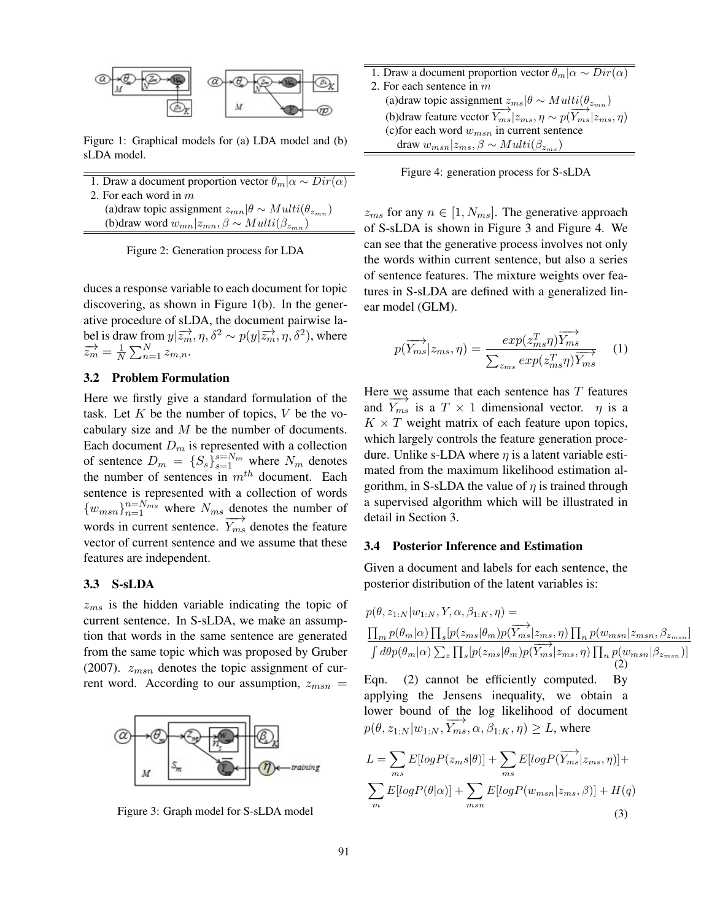Figure 1: Graphical models for (a) LDA model and (b) sLDA model.

| |
|---|
| 1. Draw a document proportion vector $\theta_m|\alpha \sim Dir(\alpha)$ |
| 2. For each word in $m$ |
| (a)draw topic assignment $z_{mn}|\theta \sim Multi(\theta_{z_{mn}})$ |
| (b)draw word $w_{mn}|z_{mn}, \beta \sim Multi(\beta_{z_{mn}})$ |

Figure 2: Generation process for LDA

duces a response variable to each document for topic discovering, as shown in Figure 1(b). In the generative procedure of sLDA, the document pairwise label is draw from $y|\overrightarrow{z_m}, \eta, \delta^2 \sim p(y|\overrightarrow{z_m}, \eta, \delta^2)$, where $\overrightarrow{z_m} = \frac{1}{N}\sum_{n=1}^{N} z_{m,n}$.

### 3.2 Problem Formulation

Here we firstly give a standard formulation of the task. Let $K$ be the number of topics, $V$ be the vocabulary size and $M$ be the number of documents. Each document $D_m$ is represented with a collection of sentence $D_m = \{S_s\}_{s=1}^{s=N_m}$ where $N_m$ denotes the number of sentences in $m^{th}$ document. Each sentence is represented with a collection of words $\{w_{msn}\}_{n=1}^{n=N_{ms}}$ where $N_{ms}$ denotes the number of words in current sentence. $\overrightarrow{Y_{ms}}$ denotes the feature vector of current sentence and we assume that these features are independent.

### 3.3 S-sLDA

$z_{ms}$ is the hidden variable indicating the topic of current sentence. In S-sLDA, we make an assumption that words in the same sentence are generated from the same topic which was proposed by Gruber (2007). $z_{msn}$ denotes the topic assignment of current word. According to our assumption, $z_{msn} = z_{ms}$ for any $n \in [1, N_{ms}]$. The generative approach of S-sLDA is shown in Figure 3 and Figure 4. We can see that the generative process involves not only the words within current sentence, but also a series of sentence features. The mixture weights over features in S-sLDA are defined with a generalized linear model (GLM).

Figure 3: Graph model for S-sLDA model

| |
|---|
| 1. Draw a document proportion vector $\theta_m|\alpha \sim Dir(\alpha)$ |
| 2. For each sentence in $m$ |
| (a)draw topic assignment $z_{ms}|\theta \sim Multi(\theta_{z_{mn}})$ |
| (b)draw feature vector $\overrightarrow{Y_{ms}}|z_{ms}, \eta \sim p(\overrightarrow{Y_{ms}}|z_{ms}, \eta)$ |
| (c)for each word $w_{msn}$ in current sentence |
| draw $w_{msn}|z_{ms}, \beta \sim Multi(\beta_{z_{ms}})$ |

Figure 4: generation process for S-sLDA

$$p(\overrightarrow{Y_{ms}}|z_{ms}, \eta) = \frac{exp(z_{ms}^T \eta)\overrightarrow{Y_{ms}}}{\sum_{z_{ms}} exp(z_{ms}^T \eta)\overrightarrow{Y_{ms}}} \quad (1)$$

Here we assume that each sentence has $T$ features and $\overrightarrow{Y_{ms}}$ is a $T \times 1$ dimensional vector. $\eta$ is a $K \times T$ weight matrix of each feature upon topics, which largely controls the feature generation procedure. Unlike s-LDA where $\eta$ is a latent variable estimated from the maximum likelihood estimation algorithm, in S-sLDA the value of $\eta$ is trained through a supervised algorithm which will be illustrated in detail in Section 3.

### 3.4 Posterior Inference and Estimation

Given a document and labels for each sentence, the posterior distribution of the latent variables is:

$$p(\theta, z_{1:N}|w_{1:N}, Y, \alpha, \beta_{1:K}, \eta) = \frac{\prod_m p(\theta_m|\alpha)\prod_s [p(z_{ms}|\theta_m)p(\overrightarrow{Y_{ms}}|z_{ms}, \eta)\prod_n p(w_{msn}|z_{msn}, \beta_{z_{msn}}]}{\int d\theta p(\theta_m|\alpha)\sum_z \prod_s [p(z_{ms}|\theta_m)p(\overrightarrow{Y_{ms}}|z_{ms}, \eta)\prod_n p(w_{msn}|\beta_{z_{msn}})]} \quad (2)$$

Eqn. (2) cannot be efficiently computed. By applying the Jensens inequality, we obtain a lower bound of the log likelihood of document $p(\theta, z_{1:N}|w_{1:N}, \overrightarrow{Y_{ms}}, \alpha, \beta_{1:K}, \eta) \geq L$, where

$$L = \sum_{ms} E[logP(z_m s|\theta)] + \sum_{ms} E[logP(\overrightarrow{Y_{ms}}|z_{ms}, \eta)] + \sum_{m} E[logP(\theta|\alpha)] + \sum_{msn} E[logP(w_{msn}|z_{ms}, \beta)] + H(q) \quad (3)$$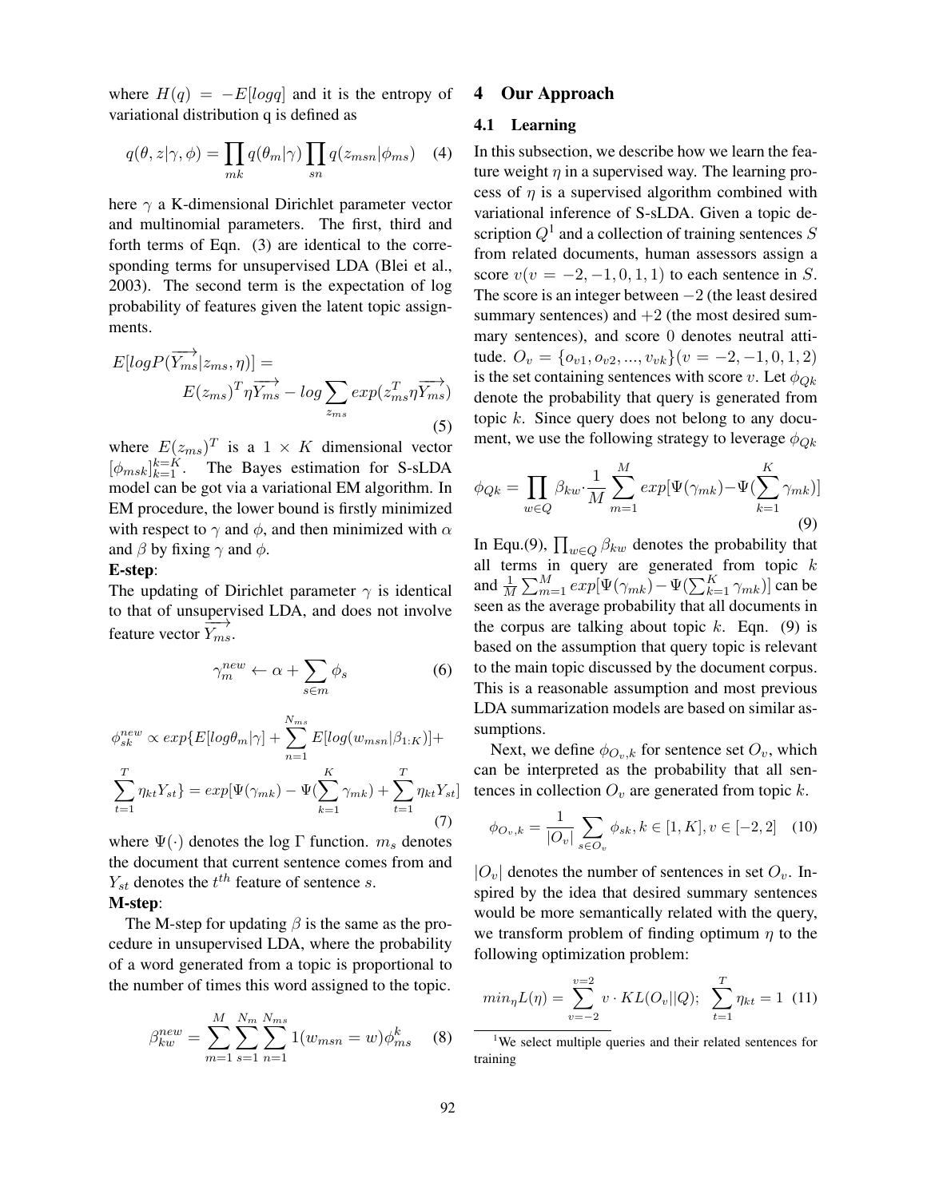where $H(q) = -E[logq]$ and it is the entropy of variational distribution q is defined as

$$q(\theta, z|\gamma, \phi) = \prod_{mk} q(\theta_m|\gamma) \prod_{sn} q(z_{msn}|\phi_{ms}) \quad (4)$$

here $\gamma$ a K-dimensional Dirichlet parameter vector and multinomial parameters. The first, third and forth terms of Eqn. (3) are identical to the corresponding terms for unsupervised LDA (Blei et al., 2003). The second term is the expectation of log probability of features given the latent topic assignments.

$$E[logP(\overrightarrow{Y_{ms}}|z_{ms}, \eta)] = E(z_{ms})^T \eta \overrightarrow{Y_{ms}} - log \sum_{z_{ms}} exp(z_{ms}^T \eta \overrightarrow{Y_{ms}}) \quad (5)$$

where $E(z_{ms})^T$ is a $1 \times K$ dimensional vector $[\phi_{msk}]_{k=1}^{k=K}$. The Bayes estimation for S-sLDA model can be got via a variational EM algorithm. In EM procedure, the lower bound is firstly minimized with respect to $\gamma$ and $\phi$, and then minimized with $\alpha$ and $\beta$ by fixing $\gamma$ and $\phi$.

**E-step**:

The updating of Dirichlet parameter $\gamma$ is identical to that of unsupervised LDA, and does not involve feature vector $\overrightarrow{Y_{ms}}$.

$$\gamma_m^{new} \leftarrow \alpha + \sum_{s \in m} \phi_s \quad (6)$$

$$\phi_{sk}^{new} \propto exp\{E[log\theta_m|\gamma] + \sum_{n=1}^{N_{ms}} E[log(w_{msn}|\beta_{1:K})] + \sum_{t=1}^{T} \eta_{kt} Y_{st}\} = exp[\Psi(\gamma_{mk}) - \Psi(\sum_{k=1}^{K} \gamma_{mk}) + \sum_{t=1}^{T} \eta_{kt} Y_{st}] \quad (7)$$

where $\Psi(\cdot)$ denotes the log $\Gamma$ function. $m_s$ denotes the document that current sentence comes from and $Y_{st}$ denotes the $t^{th}$ feature of sentence $s$.

**M-step**:

The M-step for updating $\beta$ is the same as the procedure in unsupervised LDA, where the probability of a word generated from a topic is proportional to the number of times this word assigned to the topic.

$$\beta_{kw}^{new} = \sum_{m=1}^{M} \sum_{s=1}^{N_m} \sum_{n=1}^{N_{ms}} 1(w_{msn} = w) \phi_{ms}^k \quad (8)$$

## 4 Our Approach

### 4.1 Learning

In this subsection, we describe how we learn the feature weight $\eta$ in a supervised way. The learning process of $\eta$ is a supervised algorithm combined with variational inference of S-sLDA. Given a topic description $Q$[1] and a collection of training sentences $S$ from related documents, human assessors assign a score $v(v = -2, -1, 0, 1, 1)$ to each sentence in $S$. The score is an integer between $-2$ (the least desired summary sentences) and $+2$ (the most desired summary sentences), and score 0 denotes neutral attitude. $O_v = \{o_{v1}, o_{v2}, ..., v_{vk}\} (v = -2, -1, 0, 1, 2)$ is the set containing sentences with score $v$. Let $\phi_{Qk}$ denote the probability that query is generated from topic $k$. Since query does not belong to any document, we use the following strategy to leverage $\phi_{Qk}$

$$\phi_{Qk} = \prod_{w \in Q} \beta_{kw} \cdot \frac{1}{M} \sum_{m=1}^{M} exp[\Psi(\gamma_{mk}) - \Psi(\sum_{k=1}^{K} \gamma_{mk})] \quad (9)$$

In Equ.(9), $\prod_{w \in Q} \beta_{kw}$ denotes the probability that all terms in query are generated from topic $k$ and $\frac{1}{M} \sum_{m=1}^{M} exp[\Psi(\gamma_{mk}) - \Psi(\sum_{k=1}^{K} \gamma_{mk})]$ can be seen as the average probability that all documents in the corpus are talking about topic $k$. Eqn. (9) is based on the assumption that query topic is relevant to the main topic discussed by the document corpus. This is a reasonable assumption and most previous LDA summarization models are based on similar assumptions.

Next, we define $\phi_{O_v,k}$ for sentence set $O_v$, which can be interpreted as the probability that all sentences in collection $O_v$ are generated from topic $k$.

$$\phi_{O_v,k} = \frac{1}{|O_v|} \sum_{s \in O_v} \phi_{sk}, k \in [1, K], v \in [-2, 2] \quad (10)$$

$|O_v|$ denotes the number of sentences in set $O_v$. Inspired by the idea that desired summary sentences would be more semantically related with the query, we transform problem of finding optimum $\eta$ to the following optimization problem:

$$min_{\eta} L(\eta) = \sum_{v=-2}^{v=2} v \cdot KL(O_v||Q); \quad \sum_{t=1}^{T} \eta_{kt} = 1 \quad (11)$$

[1] We select multiple queries and their related sentences for training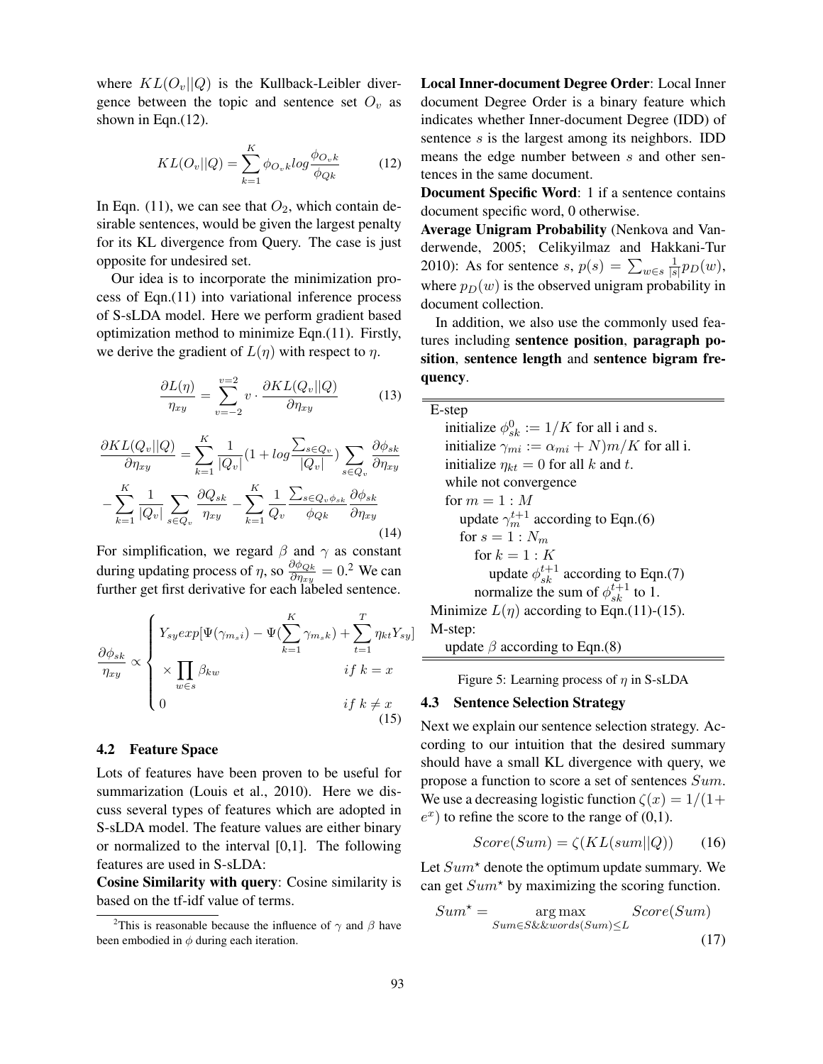where $KL(O_v||Q)$ is the Kullback-Leibler divergence between the topic and sentence set $O_v$ as shown in Eqn.(12).

$$KL(O_v||Q) = \sum_{k=1}^{K} \phi_{O_v k} log \frac{\phi_{O_v k}}{\phi_{Qk}} \tag{12}$$

In Eqn. (11), we can see that $O_2$, which contain desirable sentences, would be given the largest penalty for its KL divergence from Query. The case is just opposite for undesired set.

Our idea is to incorporate the minimization process of Eqn.(11) into variational inference process of S-sLDA model. Here we perform gradient based optimization method to minimize Eqn.(11). Firstly, we derive the gradient of $L(\eta)$ with respect to $\eta$.

$$\frac{\partial L(\eta)}{\eta_{xy}} = \sum_{v=-2}^{v=2} v \cdot \frac{\partial KL(Q_v||Q)}{\partial \eta_{xy}} \tag{13}$$

$$\frac{\partial KL(Q_v||Q)}{\partial \eta_{xy}} = \sum_{k=1}^{K} \frac{1}{|Q_v|}(1 + log\frac{\sum_{s\in Q_v}}{|Q_v|}) \sum_{s \in Q_v} \frac{\partial \phi_{sk}}{\partial \eta_{xy}}$$
$$- \sum_{k=1}^{K} \frac{1}{|Q_v|} \sum_{s \in Q_v} \frac{\partial Q_{sk}}{\eta_{xy}} - \sum_{k=1}^{K} \frac{1}{Q_v} \frac{\sum_{s\in Q_v \phi_{sk}}}{\phi_{Qk}} \frac{\partial \phi_{sk}}{\partial \eta_{xy}} \tag{14}$$

For simplification, we regard $\beta$ and $\gamma$ as constant during updating process of $\eta$, so $\frac{\partial \phi_{Qk}}{\partial \eta_{xy}} = 0$.[2] We can further get first derivative for each labeled sentence.

$$\frac{\partial \phi_{sk}}{\eta_{xy}} \propto \begin{cases} Y_{sy} exp[\Psi(\gamma_{m_s i}) - \Psi(\sum_{k=1}^{K} \gamma_{m_s k}) + \sum_{t=1}^{T} \eta_{kt} Y_{sy}] \\ \times \prod_{w \in s} \beta_{kw} \qquad\qquad if\ k = x \\ 0 \qquad\qquad\qquad\qquad if\ k \neq x \end{cases} \tag{15}$$

### 4.2 Feature Space

Lots of features have been proven to be useful for summarization (Louis et al., 2010). Here we discuss several types of features which are adopted in S-sLDA model. The feature values are either binary or normalized to the interval [0,1]. The following features are used in S-sLDA:

**Cosine Similarity with query**: Cosine similarity is based on the tf-idf value of terms.

**Local Inner-document Degree Order**: Local Inner document Degree Order is a binary feature which indicates whether Inner-document Degree (IDD) of sentence $s$ is the largest among its neighbors. IDD means the edge number between $s$ and other sentences in the same document.

**Document Specific Word**: 1 if a sentence contains document specific word, 0 otherwise.

**Average Unigram Probability** (Nenkova and Vanderwende, 2005; Celikyilmaz and Hakkani-Tur 2010): As for sentence $s$, $p(s) = \sum_{w \in s} \frac{1}{|s|} p_D(w)$, where $p_D(w)$ is the observed unigram probability in document collection.

In addition, we also use the commonly used features including **sentence position**, **paragraph position**, **sentence length** and **sentence bigram frequency**.

```
E-step
   initialize φ^0_sk := 1/K for all i and s.
   initialize γ_mi := α_mi + N)m/K for all i.
   initialize η_kt = 0 for all k and t.
   while not convergence
   for m = 1 : M
      update γ^{t+1}_m according to Eqn.(6)
      for s = 1 : N_m
         for k = 1 : K
            update φ^{t+1}_sk according to Eqn.(7)
         normalize the sum of φ^{t+1}_sk to 1.
Minimize L(η) according to Eqn.(11)-(15).
M-step:
   update β according to Eqn.(8)
```

Figure 5: Learning process of $\eta$ in S-sLDA

### 4.3 Sentence Selection Strategy

Next we explain our sentence selection strategy. According to our intuition that the desired summary should have a small KL divergence with query, we propose a function to score a set of sentences $Sum$. We use a decreasing logistic function $\zeta(x) = 1/(1+e^x)$ to refine the score to the range of (0,1).

$$Score(Sum) = \zeta(KL(sum||Q)) \tag{16}$$

Let $Sum^\star$ denote the optimum update summary. We can get $Sum^\star$ by maximizing the scoring function.

$$Sum^\star = \underset{Sum \in S \&\& words(Sum) \leq L}{\arg\max} Score(Sum) \tag{17}$$

[2] This is reasonable because the influence of $\gamma$ and $\beta$ have been embodied in $\phi$ during each iteration.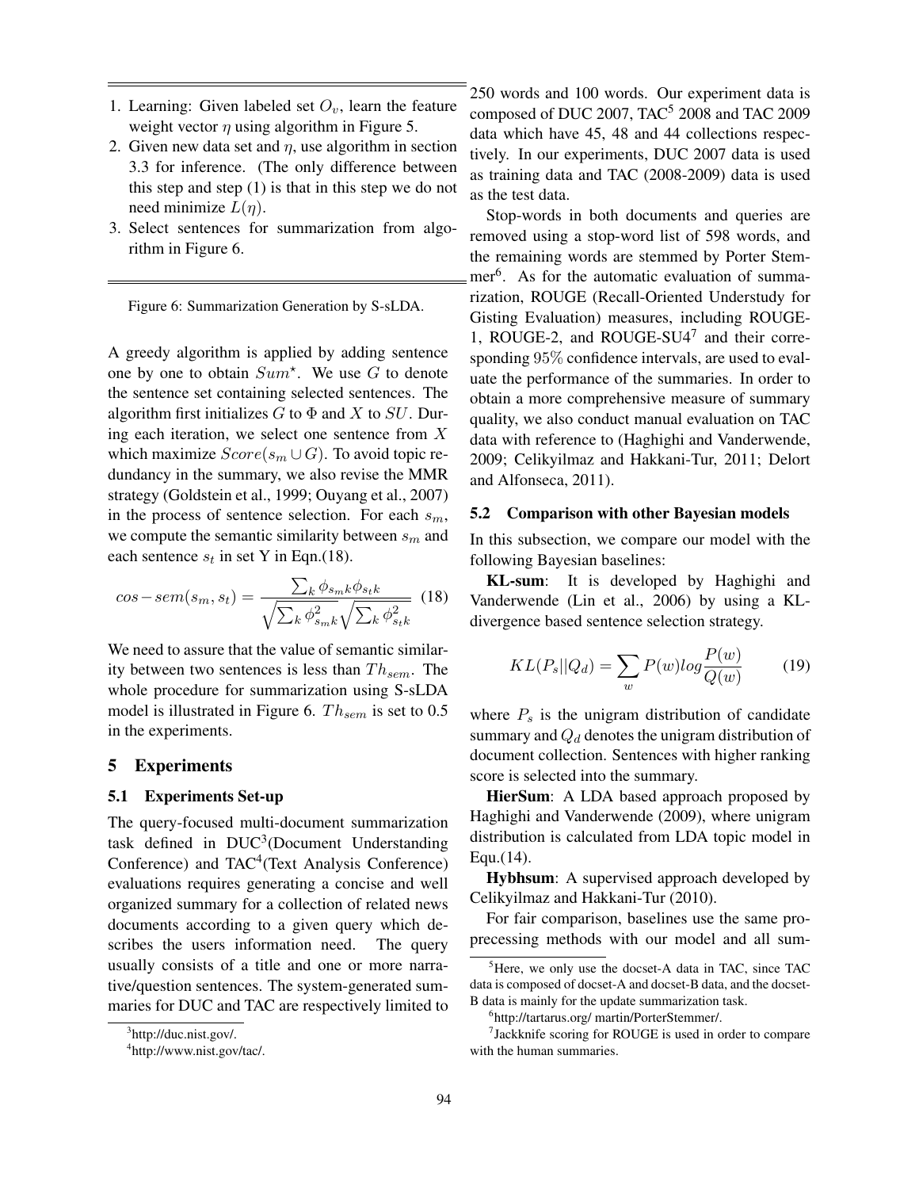1. Learning: Given labeled set $O_v$, learn the feature weight vector $\eta$ using algorithm in Figure 5.
2. Given new data set and $\eta$, use algorithm in section 3.3 for inference. (The only difference between this step and step (1) is that in this step we do not need minimize $L(\eta)$.
3. Select sentences for summarization from algorithm in Figure 6.

Figure 6: Summarization Generation by S-sLDA.

A greedy algorithm is applied by adding sentence one by one to obtain $Sum^\star$. We use $G$ to denote the sentence set containing selected sentences. The algorithm first initializes $G$ to $\Phi$ and $X$ to $SU$. During each iteration, we select one sentence from $X$ which maximize $Score(s_m \cup G)$. To avoid topic redundancy in the summary, we also revise the MMR strategy (Goldstein et al., 1999; Ouyang et al., 2007) in the process of sentence selection. For each $s_m$, we compute the semantic similarity between $s_m$ and each sentence $s_t$ in set Y in Eqn.(18).

$$cos-sem(s_m, s_t) = \frac{\sum_k \phi_{s_m k}\phi_{s_t k}}{\sqrt{\sum_k \phi_{s_m k}^2}\sqrt{\sum_k \phi_{s_t k}^2}} \quad (18)$$

We need to assure that the value of semantic similarity between two sentences is less than $Th_{sem}$. The whole procedure for summarization using S-sLDA model is illustrated in Figure 6. $Th_{sem}$ is set to 0.5 in the experiments.

## 5 Experiments

### 5.1 Experiments Set-up

The query-focused multi-document summarization task defined in DUC[3](Document Understanding Conference) and TAC[4](Text Analysis Conference) evaluations requires generating a concise and well organized summary for a collection of related news documents according to a given query which describes the users information need. The query usually consists of a title and one or more narrative/question sentences. The system-generated summaries for DUC and TAC are respectively limited to 250 words and 100 words. Our experiment data is composed of DUC 2007, TAC[5] 2008 and TAC 2009 data which have 45, 48 and 44 collections respectively. In our experiments, DUC 2007 data is used as training data and TAC (2008-2009) data is used as the test data.

Stop-words in both documents and queries are removed using a stop-word list of 598 words, and the remaining words are stemmed by Porter Stemmer[6]. As for the automatic evaluation of summarization, ROUGE (Recall-Oriented Understudy for Gisting Evaluation) measures, including ROUGE-1, ROUGE-2, and ROUGE-SU4[7] and their corresponding 95% confidence intervals, are used to evaluate the performance of the summaries. In order to obtain a more comprehensive measure of summary quality, we also conduct manual evaluation on TAC data with reference to (Haghighi and Vanderwende, 2009; Celikyilmaz and Hakkani-Tur, 2011; Delort and Alfonseca, 2011).

### 5.2 Comparison with other Bayesian models

In this subsection, we compare our model with the following Bayesian baselines:

**KL-sum**: It is developed by Haghighi and Vanderwende (Lin et al., 2006) by using a KL-divergence based sentence selection strategy.

$$KL(P_s||Q_d) = \sum_w P(w) log \frac{P(w)}{Q(w)} \qquad (19)$$

where $P_s$ is the unigram distribution of candidate summary and $Q_d$ denotes the unigram distribution of document collection. Sentences with higher ranking score is selected into the summary.

**HierSum**: A LDA based approach proposed by Haghighi and Vanderwende (2009), where unigram distribution is calculated from LDA topic model in Equ.(14).

**Hybhsum**: A supervised approach developed by Celikyilmaz and Hakkani-Tur (2010).

For fair comparison, baselines use the same proprecessing methods with our model and all sum-

[3]http://duc.nist.gov/.

[4]http://www.nist.gov/tac/.

[5]Here, we only use the docset-A data in TAC, since TAC data is composed of docset-A and docset-B data, and the docset-B data is mainly for the update summarization task.

[6]http://tartarus.org/ martin/PorterStemmer/.

[7]Jackknife scoring for ROUGE is used in order to compare with the human summaries.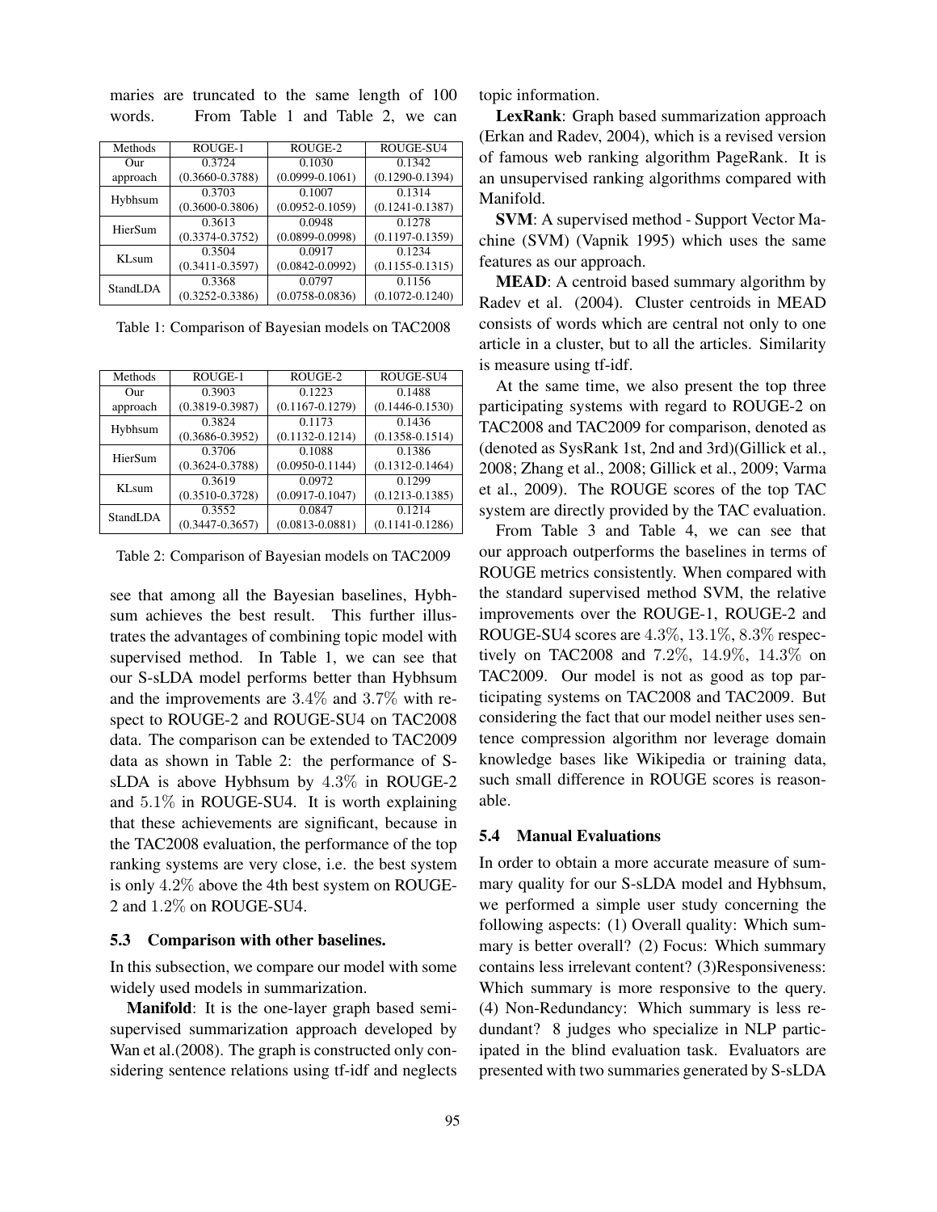maries are truncated to the same length of 100 words. From Table 1 and Table 2, we can

| Methods | ROUGE-1 | ROUGE-2 | ROUGE-SU4 |
|---|---|---|---|
| Our approach | 0.3724 (0.3660-0.3788) | 0.1030 (0.0999-0.1061) | 0.1342 (0.1290-0.1394) |
| Hybhsum | 0.3703 (0.3600-0.3806) | 0.1007 (0.0952-0.1059) | 0.1314 (0.1241-0.1387) |
| HierSum | 0.3613 (0.3374-0.3752) | 0.0948 (0.0899-0.0998) | 0.1278 (0.1197-0.1359) |
| KLsum | 0.3504 (0.3411-0.3597) | 0.0917 (0.0842-0.0992) | 0.1234 (0.1155-0.1315) |
| StandLDA | 0.3368 (0.3252-0.3386) | 0.0797 (0.0758-0.0836) | 0.1156 (0.1072-0.1240) |

Table 1: Comparison of Bayesian models on TAC2008

| Methods | ROUGE-1 | ROUGE-2 | ROUGE-SU4 |
|---|---|---|---|
| Our approach | 0.3903 (0.3819-0.3987) | 0.1223 (0.1167-0.1279) | 0.1488 (0.1446-0.1530) |
| Hybhsum | 0.3824 (0.3686-0.3952) | 0.1173 (0.1132-0.1214) | 0.1436 (0.1358-0.1514) |
| HierSum | 0.3706 (0.3624-0.3788) | 0.1088 (0.0950-0.1144) | 0.1386 (0.1312-0.1464) |
| KLsum | 0.3619 (0.3510-0.3728) | 0.0972 (0.0917-0.1047) | 0.1299 (0.1213-0.1385) |
| StandLDA | 0.3552 (0.3447-0.3657) | 0.0847 (0.0813-0.0881) | 0.1214 (0.1141-0.1286) |

Table 2: Comparison of Bayesian models on TAC2009

see that among all the Bayesian baselines, Hybhsum achieves the best result. This further illustrates the advantages of combining topic model with supervised method. In Table 1, we can see that our S-sLDA model performs better than Hybhsum and the improvements are $3.4\%$ and $3.7\%$ with respect to ROUGE-2 and ROUGE-SU4 on TAC2008 data. The comparison can be extended to TAC2009 data as shown in Table 2: the performance of S-sLDA is above Hybhsum by $4.3\%$ in ROUGE-2 and $5.1\%$ in ROUGE-SU4. It is worth explaining that these achievements are significant, because in the TAC2008 evaluation, the performance of the top ranking systems are very close, i.e. the best system is only $4.2\%$ above the 4th best system on ROUGE-2 and $1.2\%$ on ROUGE-SU4.

### 5.3 Comparison with other baselines.

In this subsection, we compare our model with some widely used models in summarization.

**Manifold**: It is the one-layer graph based semi-supervised summarization approach developed by Wan et al.(2008). The graph is constructed only considering sentence relations using tf-idf and neglects topic information.

**LexRank**: Graph based summarization approach (Erkan and Radev, 2004), which is a revised version of famous web ranking algorithm PageRank. It is an unsupervised ranking algorithms compared with Manifold.

**SVM**: A supervised method - Support Vector Machine (SVM) (Vapnik 1995) which uses the same features as our approach.

**MEAD**: A centroid based summary algorithm by Radev et al. (2004). Cluster centroids in MEAD consists of words which are central not only to one article in a cluster, but to all the articles. Similarity is measure using tf-idf.

At the same time, we also present the top three participating systems with regard to ROUGE-2 on TAC2008 and TAC2009 for comparison, denoted as (denoted as SysRank 1st, 2nd and 3rd)(Gillick et al., 2008; Zhang et al., 2008; Gillick et al., 2009; Varma et al., 2009). The ROUGE scores of the top TAC system are directly provided by the TAC evaluation.

From Table 3 and Table 4, we can see that our approach outperforms the baselines in terms of ROUGE metrics consistently. When compared with the standard supervised method SVM, the relative improvements over the ROUGE-1, ROUGE-2 and ROUGE-SU4 scores are $4.3\%$, $13.1\%$, $8.3\%$ respectively on TAC2008 and $7.2\%$, $14.9\%$, $14.3\%$ on TAC2009. Our model is not as good as top participating systems on TAC2008 and TAC2009. But considering the fact that our model neither uses sentence compression algorithm nor leverage domain knowledge bases like Wikipedia or training data, such small difference in ROUGE scores is reasonable.

### 5.4 Manual Evaluations

In order to obtain a more accurate measure of summary quality for our S-sLDA model and Hybhsum, we performed a simple user study concerning the following aspects: (1) Overall quality: Which summary is better overall? (2) Focus: Which summary contains less irrelevant content? (3)Responsiveness: Which summary is more responsive to the query. (4) Non-Redundancy: Which summary is less redundant? 8 judges who specialize in NLP participated in the blind evaluation task. Evaluators are presented with two summaries generated by S-sLDA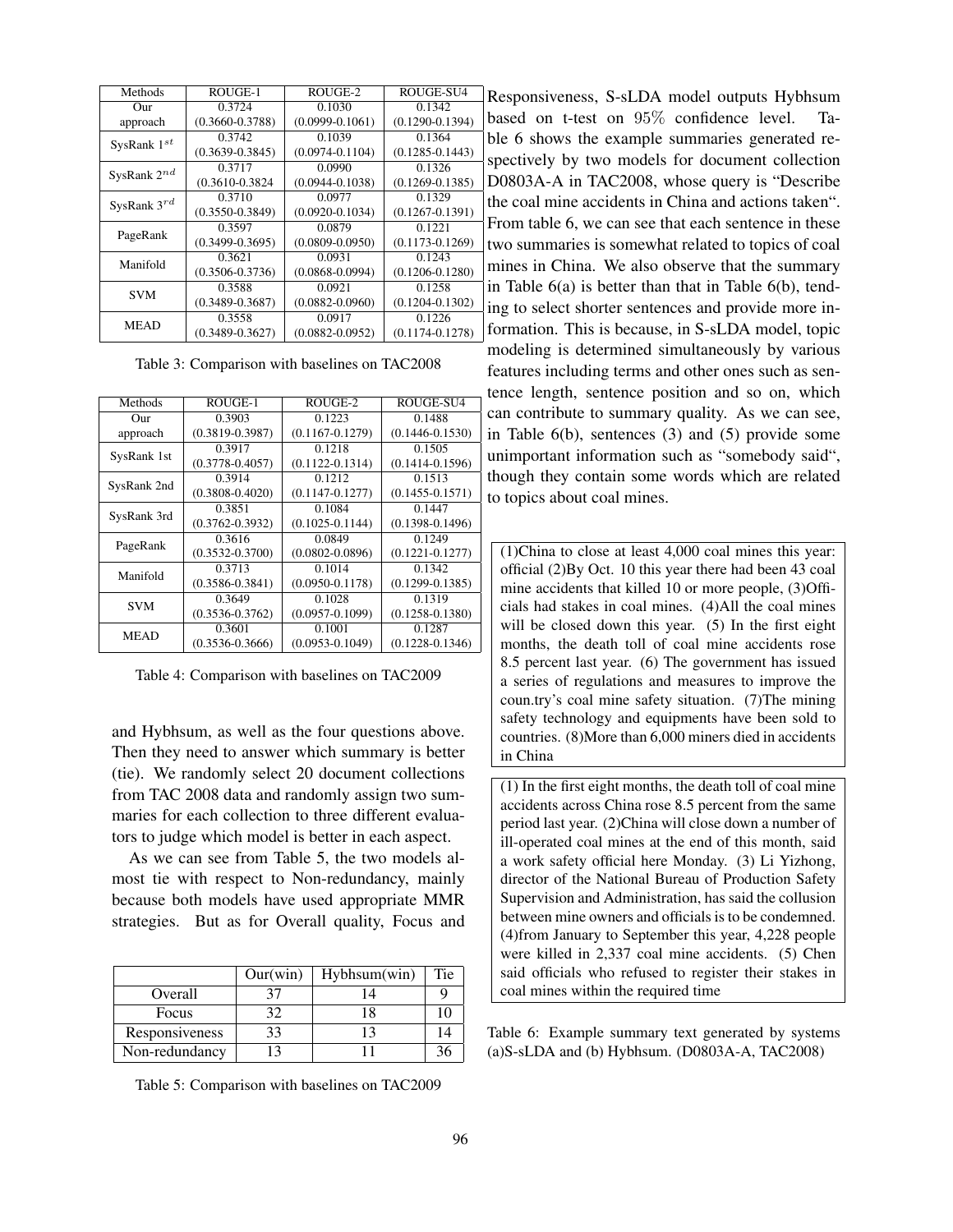| Methods | ROUGE-1 | ROUGE-2 | ROUGE-SU4 |
|---|---|---|---|
| Our approach | 0.3724 (0.3660-0.3788) | 0.1030 (0.0999-0.1061) | 0.1342 (0.1290-0.1394) |
| SysRank $1^{st}$ | 0.3742 (0.3639-0.3845) | 0.1039 (0.0974-0.1104) | 0.1364 (0.1285-0.1443) |
| SysRank $2^{nd}$ | 0.3717 (0.3610-0.3824 | 0.0990 (0.0944-0.1038) | 0.1326 (0.1269-0.1385) |
| SysRank $3^{rd}$ | 0.3710 (0.3550-0.3849) | 0.0977 (0.0920-0.1034) | 0.1329 (0.1267-0.1391) |
| PageRank | 0.3597 (0.3499-0.3695) | 0.0879 (0.0809-0.0950) | 0.1221 (0.1173-0.1269) |
| Manifold | 0.3621 (0.3506-0.3736) | 0.0931 (0.0868-0.0994) | 0.1243 (0.1206-0.1280) |
| SVM | 0.3588 (0.3489-0.3687) | 0.0921 (0.0882-0.0960) | 0.1258 (0.1204-0.1302) |
| MEAD | 0.3558 (0.3489-0.3627) | 0.0917 (0.0882-0.0952) | 0.1226 (0.1174-0.1278) |

Table 3: Comparison with baselines on TAC2008

| Methods | ROUGE-1 | ROUGE-2 | ROUGE-SU4 |
|---|---|---|---|
| Our approach | 0.3903 (0.3819-0.3987) | 0.1223 (0.1167-0.1279) | 0.1488 (0.1446-0.1530) |
| SysRank 1st | 0.3917 (0.3778-0.4057) | 0.1218 (0.1122-0.1314) | 0.1505 (0.1414-0.1596) |
| SysRank 2nd | 0.3914 (0.3808-0.4020) | 0.1212 (0.1147-0.1277) | 0.1513 (0.1455-0.1571) |
| SysRank 3rd | 0.3851 (0.3762-0.3932) | 0.1084 (0.1025-0.1144) | 0.1447 (0.1398-0.1496) |
| PageRank | 0.3616 (0.3532-0.3700) | 0.0849 (0.0802-0.0896) | 0.1249 (0.1221-0.1277) |
| Manifold | 0.3713 (0.3586-0.3841) | 0.1014 (0.0950-0.1178) | 0.1342 (0.1299-0.1385) |
| SVM | 0.3649 (0.3536-0.3762) | 0.1028 (0.0957-0.1099) | 0.1319 (0.1258-0.1380) |
| MEAD | 0.3601 (0.3536-0.3666) | 0.1001 (0.0953-0.1049) | 0.1287 (0.1228-0.1346) |

Table 4: Comparison with baselines on TAC2009

and Hybhsum, as well as the four questions above. Then they need to answer which summary is better (tie). We randomly select 20 document collections from TAC 2008 data and randomly assign two summaries for each collection to three different evaluators to judge which model is better in each aspect.

As we can see from Table 5, the two models almost tie with respect to Non-redundancy, mainly because both models have used appropriate MMR strategies. But as for Overall quality, Focus and

| | Our(win) | Hybhsum(win) | Tie |
|---|---|---|---|
| Overall | 37 | 14 | 9 |
| Focus | 32 | 18 | 10 |
| Responsiveness | 33 | 13 | 14 |
| Non-redundancy | 13 | 11 | 36 |

Table 5: Comparison with baselines on TAC2009

Responsiveness, S-sLDA model outputs Hybhsum based on t-test on 95% confidence level. Table 6 shows the example summaries generated respectively by two models for document collection D0803A-A in TAC2008, whose query is "Describe the coal mine accidents in China and actions taken". From table 6, we can see that each sentence in these two summaries is somewhat related to topics of coal mines in China. We also observe that the summary in Table 6(a) is better than that in Table 6(b), tending to select shorter sentences and provide more information. This is because, in S-sLDA model, topic modeling is determined simultaneously by various features including terms and other ones such as sentence length, sentence position and so on, which can contribute to summary quality. As we can see, in Table 6(b), sentences (3) and (5) provide some unimportant information such as "somebody said", though they contain some words which are related to topics about coal mines.

(1)China to close at least 4,000 coal mines this year: official (2)By Oct. 10 this year there had been 43 coal mine accidents that killed 10 or more people, (3)Officials had stakes in coal mines. (4)All the coal mines will be closed down this year. (5) In the first eight months, the death toll of coal mine accidents rose 8.5 percent last year. (6) The government has issued a series of regulations and measures to improve the coun.try's coal mine safety situation. (7)The mining safety technology and equipments have been sold to countries. (8)More than 6,000 miners died in accidents in China

(1) In the first eight months, the death toll of coal mine accidents across China rose 8.5 percent from the same period last year. (2)China will close down a number of ill-operated coal mines at the end of this month, said a work safety official here Monday. (3) Li Yizhong, director of the National Bureau of Production Safety Supervision and Administration, has said the collusion between mine owners and officials is to be condemned. (4)from January to September this year, 4,228 people were killed in 2,337 coal mine accidents. (5) Chen said officials who refused to register their stakes in coal mines within the required time

Table 6: Example summary text generated by systems (a)S-sLDA and (b) Hybhsum. (D0803A-A, TAC2008)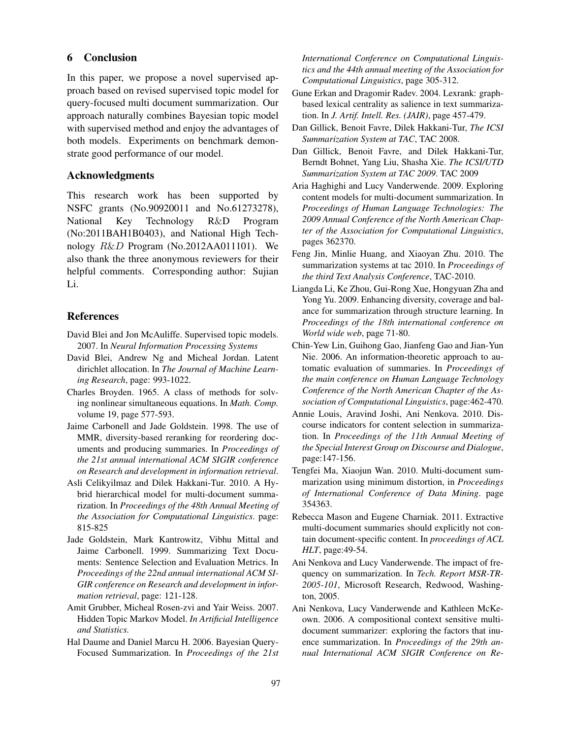## 6 Conclusion

In this paper, we propose a novel supervised approach based on revised supervised topic model for query-focused multi document summarization. Our approach naturally combines Bayesian topic model with supervised method and enjoy the advantages of both models. Experiments on benchmark demonstrate good performance of our model.

## Acknowledgments

This research work has been supported by NSFC grants (No.90920011 and No.61273278), National Key Technology R&D Program (No:2011BAH1B0403), and National High Technology $R\&D$ Program (No.2012AA011101). We also thank the three anonymous reviewers for their helpful comments. Corresponding author: Sujian Li.

## References

David Blei and Jon McAuliffe. Supervised topic models. 2007. In *Neural Information Processing Systems*

David Blei, Andrew Ng and Micheal Jordan. Latent dirichlet allocation. In *The Journal of Machine Learning Research*, page: 993-1022.

Charles Broyden. 1965. A class of methods for solving nonlinear simultaneous equations. In *Math. Comp.* volume 19, page 577-593.

Jaime Carbonell and Jade Goldstein. 1998. The use of MMR, diversity-based reranking for reordering documents and producing summaries. In *Proceedings of the 21st annual international ACM SIGIR conference on Research and development in information retrieval*.

Asli Celikyilmaz and Dilek Hakkani-Tur. 2010. A Hybrid hierarchical model for multi-document summarization. In *Proceedings of the 48th Annual Meeting of the Association for Computational Linguistics*. page: 815-825

Jade Goldstein, Mark Kantrowitz, Vibhu Mittal and Jaime Carbonell. 1999. Summarizing Text Documents: Sentence Selection and Evaluation Metrics. In *Proceedings of the 22nd annual international ACM SIGIR conference on Research and development in information retrieval*, page: 121-128.

Amit Grubber, Micheal Rosen-zvi and Yair Weiss. 2007. Hidden Topic Markov Model. *In Artificial Intelligence and Statistics.*

Hal Daume and Daniel Marcu H. 2006. Bayesian Query-Focused Summarization. In *Proceedings of the 21st International Conference on Computational Linguistics and the 44th annual meeting of the Association for Computational Linguistics*, page 305-312.

Gune Erkan and Dragomir Radev. 2004. Lexrank: graph-based lexical centrality as salience in text summarization. In *J. Artif. Intell. Res. (JAIR)*, page 457-479.

Dan Gillick, Benoit Favre, Dilek Hakkani-Tur, *The ICSI Summarization System at TAC*, TAC 2008.

Dan Gillick, Benoit Favre, and Dilek Hakkani-Tur, Berndt Bohnet, Yang Liu, Shasha Xie. *The ICSI/UTD Summarization System at TAC 2009*. TAC 2009

Aria Haghighi and Lucy Vanderwende. 2009. Exploring content models for multi-document summarization. In *Proceedings of Human Language Technologies: The 2009 Annual Conference of the North American Chapter of the Association for Computational Linguistics*, pages 362370.

Feng Jin, Minlie Huang, and Xiaoyan Zhu. 2010. The summarization systems at tac 2010. In *Proceedings of the third Text Analysis Conference*, TAC-2010.

Liangda Li, Ke Zhou, Gui-Rong Xue, Hongyuan Zha and Yong Yu. 2009. Enhancing diversity, coverage and balance for summarization through structure learning. In *Proceedings of the 18th international conference on World wide web*, page 71-80.

Chin-Yew Lin, Guihong Gao, Jianfeng Gao and Jian-Yun Nie. 2006. An information-theoretic approach to automatic evaluation of summaries. In *Proceedings of the main conference on Human Language Technology Conference of the North American Chapter of the Association of Computational Linguistics*, page:462-470.

Annie Louis, Aravind Joshi, Ani Nenkova. 2010. Discourse indicators for content selection in summarization. In *Proceedings of the 11th Annual Meeting of the Special Interest Group on Discourse and Dialogue*, page:147-156.

Tengfei Ma, Xiaojun Wan. 2010. Multi-document summarization using minimum distortion, in *Proceedings of International Conference of Data Mining*. page 354363.

Rebecca Mason and Eugene Charniak. 2011. Extractive multi-document summaries should explicitly not contain document-specific content. In *proceedings of ACL HLT*, page:49-54.

Ani Nenkova and Lucy Vanderwende. The impact of frequency on summarization. In *Tech. Report MSR-TR-2005-101*, Microsoft Research, Redwood, Washington, 2005.

Ani Nenkova, Lucy Vanderwende and Kathleen McKeown. 2006. A compositional context sensitive multi-document summarizer: exploring the factors that inuence summarization. In *Proceedings of the 29th annual International ACM SIGIR Conference on Re-*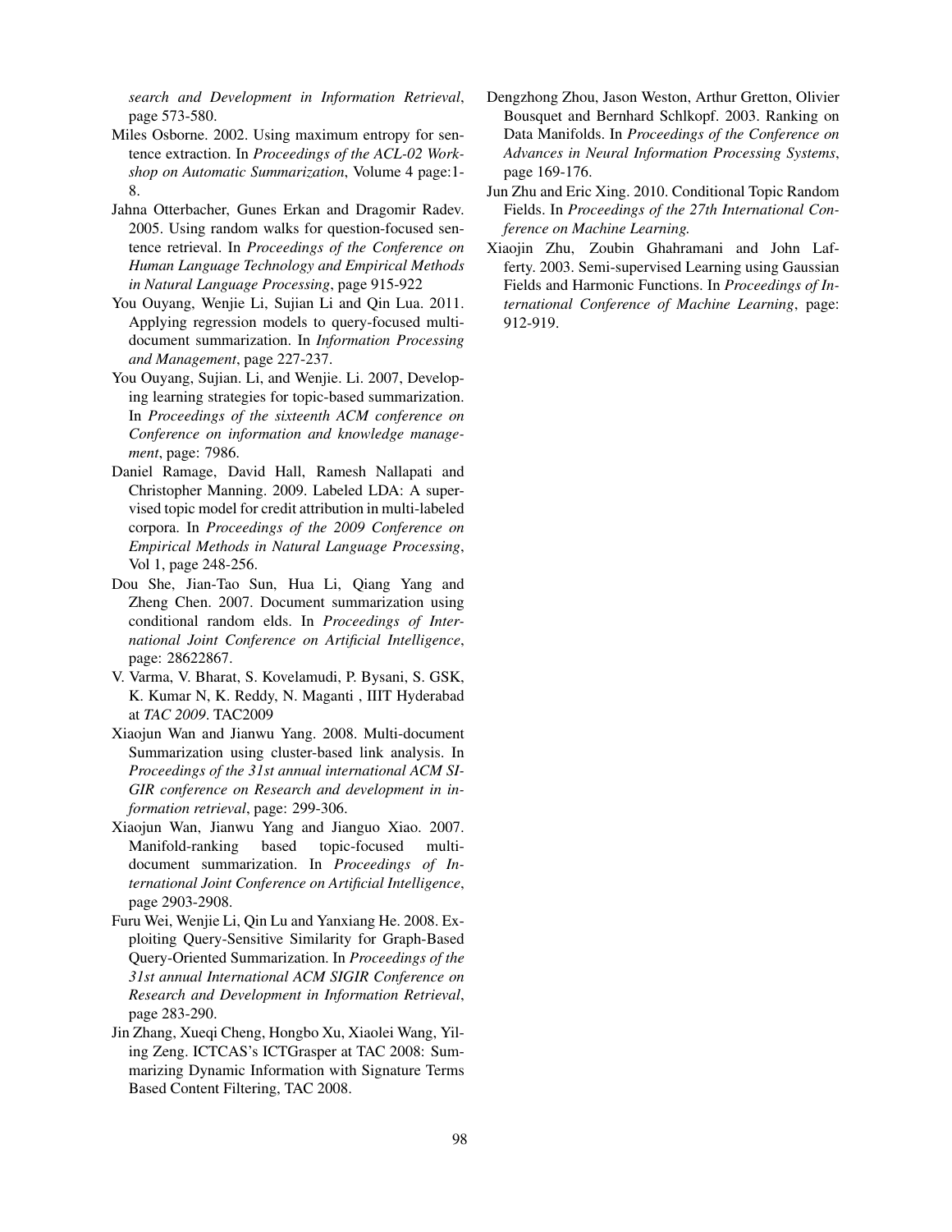*search and Development in Information Retrieval*, page 573-580.

Miles Osborne. 2002. Using maximum entropy for sentence extraction. In *Proceedings of the ACL-02 Workshop on Automatic Summarization*, Volume 4 page:1-8.

Jahna Otterbacher, Gunes Erkan and Dragomir Radev. 2005. Using random walks for question-focused sentence retrieval. In *Proceedings of the Conference on Human Language Technology and Empirical Methods in Natural Language Processing*, page 915-922

You Ouyang, Wenjie Li, Sujian Li and Qin Lua. 2011. Applying regression models to query-focused multi-document summarization. In *Information Processing and Management*, page 227-237.

You Ouyang, Sujian. Li, and Wenjie. Li. 2007, Developing learning strategies for topic-based summarization. In *Proceedings of the sixteenth ACM conference on Conference on information and knowledge management*, page: 7986.

Daniel Ramage, David Hall, Ramesh Nallapati and Christopher Manning. 2009. Labeled LDA: A supervised topic model for credit attribution in multi-labeled corpora. In *Proceedings of the 2009 Conference on Empirical Methods in Natural Language Processing*, Vol 1, page 248-256.

Dou She, Jian-Tao Sun, Hua Li, Qiang Yang and Zheng Chen. 2007. Document summarization using conditional random elds. In *Proceedings of International Joint Conference on Artificial Intelligence*, page: 28622867.

V. Varma, V. Bharat, S. Kovelamudi, P. Bysani, S. GSK, K. Kumar N, K. Reddy, N. Maganti , IIIT Hyderabad at *TAC 2009*. TAC2009

Xiaojun Wan and Jianwu Yang. 2008. Multi-document Summarization using cluster-based link analysis. In *Proceedings of the 31st annual international ACM SIGIR conference on Research and development in information retrieval*, page: 299-306.

Xiaojun Wan, Jianwu Yang and Jianguo Xiao. 2007. Manifold-ranking based topic-focused multi-document summarization. In *Proceedings of International Joint Conference on Artificial Intelligence*, page 2903-2908.

Furu Wei, Wenjie Li, Qin Lu and Yanxiang He. 2008. Exploiting Query-Sensitive Similarity for Graph-Based Query-Oriented Summarization. In *Proceedings of the 31st annual International ACM SIGIR Conference on Research and Development in Information Retrieval*, page 283-290.

Jin Zhang, Xueqi Cheng, Hongbo Xu, Xiaolei Wang, Yiling Zeng. ICTCAS's ICTGrasper at TAC 2008: Summarizing Dynamic Information with Signature Terms Based Content Filtering, TAC 2008.

Dengzhong Zhou, Jason Weston, Arthur Gretton, Olivier Bousquet and Bernhard Schlkopf. 2003. Ranking on Data Manifolds. In *Proceedings of the Conference on Advances in Neural Information Processing Systems*, page 169-176.

Jun Zhu and Eric Xing. 2010. Conditional Topic Random Fields. In *Proceedings of the 27th International Conference on Machine Learning.*

Xiaojin Zhu, Zoubin Ghahramani and John Lafferty. 2003. Semi-supervised Learning using Gaussian Fields and Harmonic Functions. In *Proceedings of International Conference of Machine Learning*, page: 912-919.